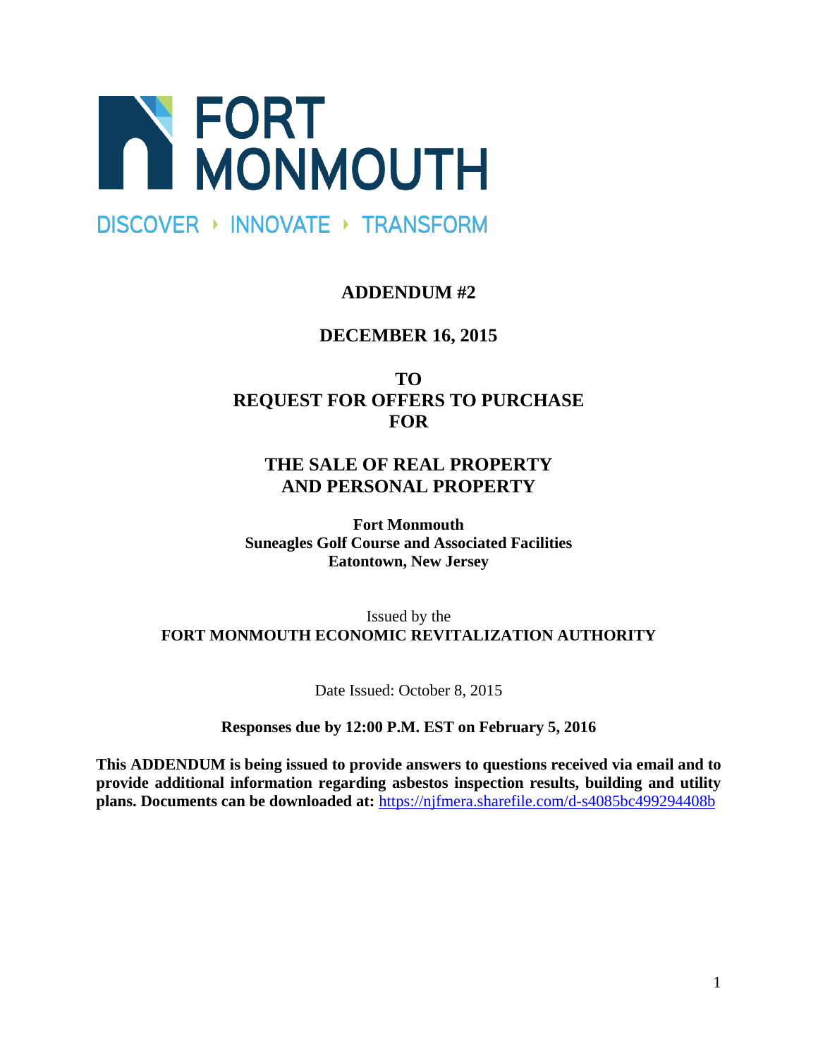# FORT MONMOUTH

DISCOVER ‣ INNOVATE ‣ TRANSFORM

## ADDENDUM #2

## DECEMBER 16, 2015

## TO
## REQUEST FOR OFFERS TO PURCHASE
## FOR

## THE SALE OF REAL PROPERTY
## AND PERSONAL PROPERTY

**Fort Monmouth**
**Suneagles Golf Course and Associated Facilities**
**Eatontown, New Jersey**

Issued by the
**FORT MONMOUTH ECONOMIC REVITALIZATION AUTHORITY**

Date Issued: October 8, 2015

**Responses due by 12:00 P.M. EST on February 5, 2016**

**This ADDENDUM is being issued to provide answers to questions received via email and to provide additional information regarding asbestos inspection results, building and utility plans. Documents can be downloaded at:** [https://njfmera.sharefile.com/d-s4085bc499294408b](https://njfmera.sharefile.com/d-s4085bc499294408b)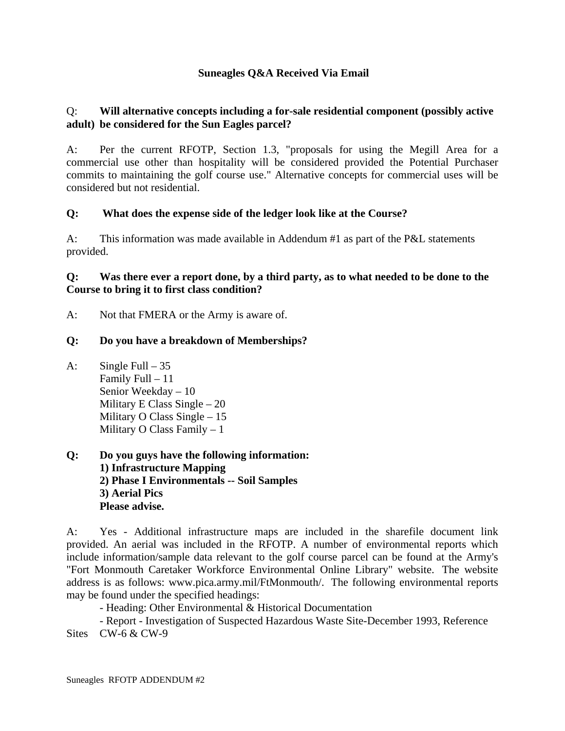# Suneagles Q&A Received Via Email

Q: **Will alternative concepts including a for-sale residential component (possibly active adult) be considered for the Sun Eagles parcel?**

A: Per the current RFOTP, Section 1.3, "proposals for using the Megill Area for a commercial use other than hospitality will be considered provided the Potential Purchaser commits to maintaining the golf course use." Alternative concepts for commercial uses will be considered but not residential.

**Q: What does the expense side of the ledger look like at the Course?**

A: This information was made available in Addendum #1 as part of the P&L statements provided.

**Q: Was there ever a report done, by a third party, as to what needed to be done to the Course to bring it to first class condition?**

A: Not that FMERA or the Army is aware of.

**Q: Do you have a breakdown of Memberships?**

A: Single Full – 35
Family Full – 11
Senior Weekday – 10
Military E Class Single – 20
Military O Class Single – 15
Military O Class Family – 1

**Q: Do you guys have the following information:**
**1) Infrastructure Mapping**
**2) Phase I Environmentals -- Soil Samples**
**3) Aerial Pics**
**Please advise.**

A: Yes - Additional infrastructure maps are included in the sharefile document link provided. An aerial was included in the RFOTP. A number of environmental reports which include information/sample data relevant to the golf course parcel can be found at the Army's "Fort Monmouth Caretaker Workforce Environmental Online Library" website. The website address is as follows: www.pica.army.mil/FtMonmouth/. The following environmental reports may be found under the specified headings:

- Heading: Other Environmental & Historical Documentation
- Report - Investigation of Suspected Hazardous Waste Site-December 1993, Reference Sites CW-6 & CW-9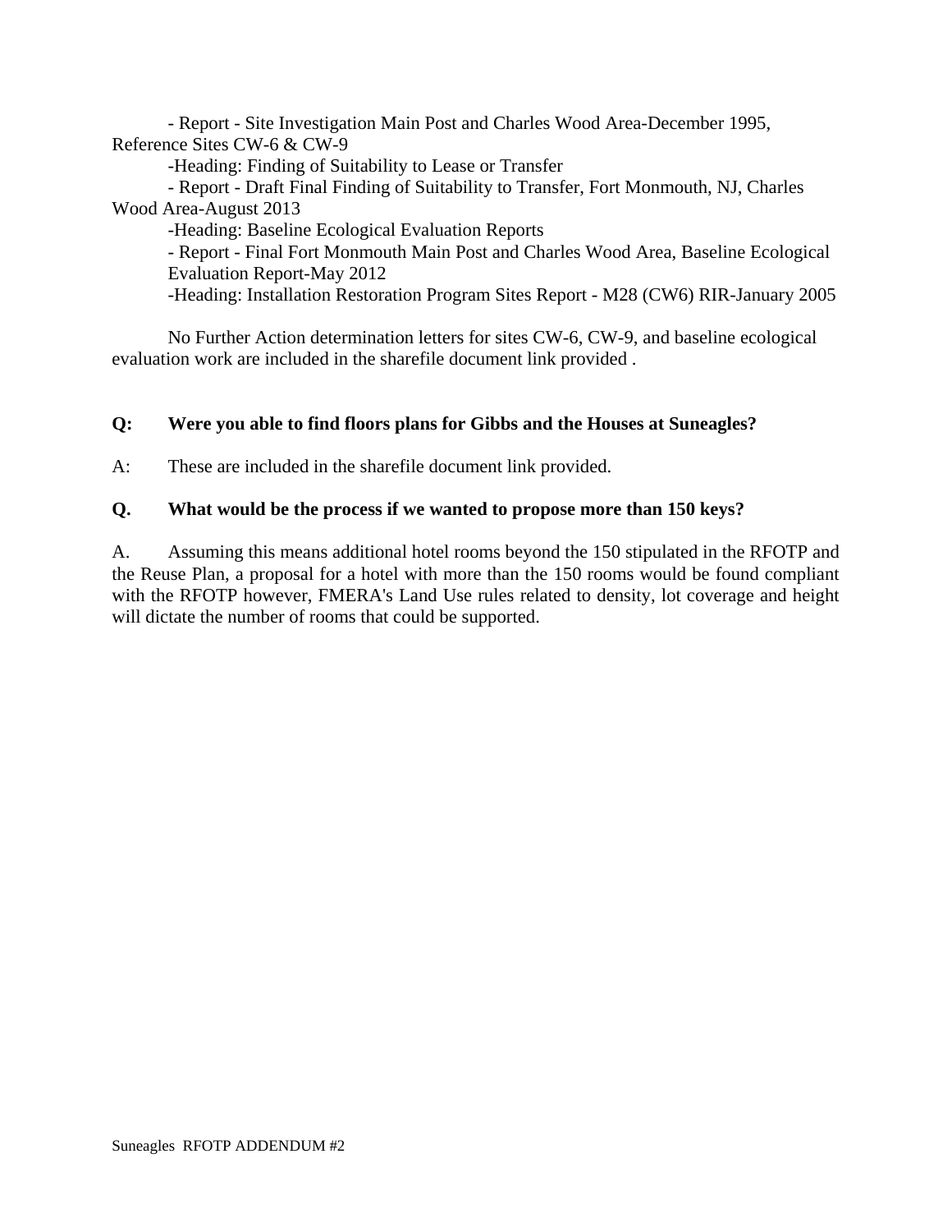- Report - Site Investigation Main Post and Charles Wood Area-December 1995, Reference Sites CW-6 & CW-9

-Heading: Finding of Suitability to Lease or Transfer

- Report - Draft Final Finding of Suitability to Transfer, Fort Monmouth, NJ, Charles Wood Area-August 2013

-Heading: Baseline Ecological Evaluation Reports

- Report - Final Fort Monmouth Main Post and Charles Wood Area, Baseline Ecological Evaluation Report-May 2012

-Heading: Installation Restoration Program Sites Report - M28 (CW6) RIR-January 2005

No Further Action determination letters for sites CW-6, CW-9, and baseline ecological evaluation work are included in the sharefile document link provided .

**Q: Were you able to find floors plans for Gibbs and the Houses at Suneagles?**

A: These are included in the sharefile document link provided.

**Q. What would be the process if we wanted to propose more than 150 keys?**

A. Assuming this means additional hotel rooms beyond the 150 stipulated in the RFOTP and the Reuse Plan, a proposal for a hotel with more than the 150 rooms would be found compliant with the RFOTP however, FMERA's Land Use rules related to density, lot coverage and height will dictate the number of rooms that could be supported.